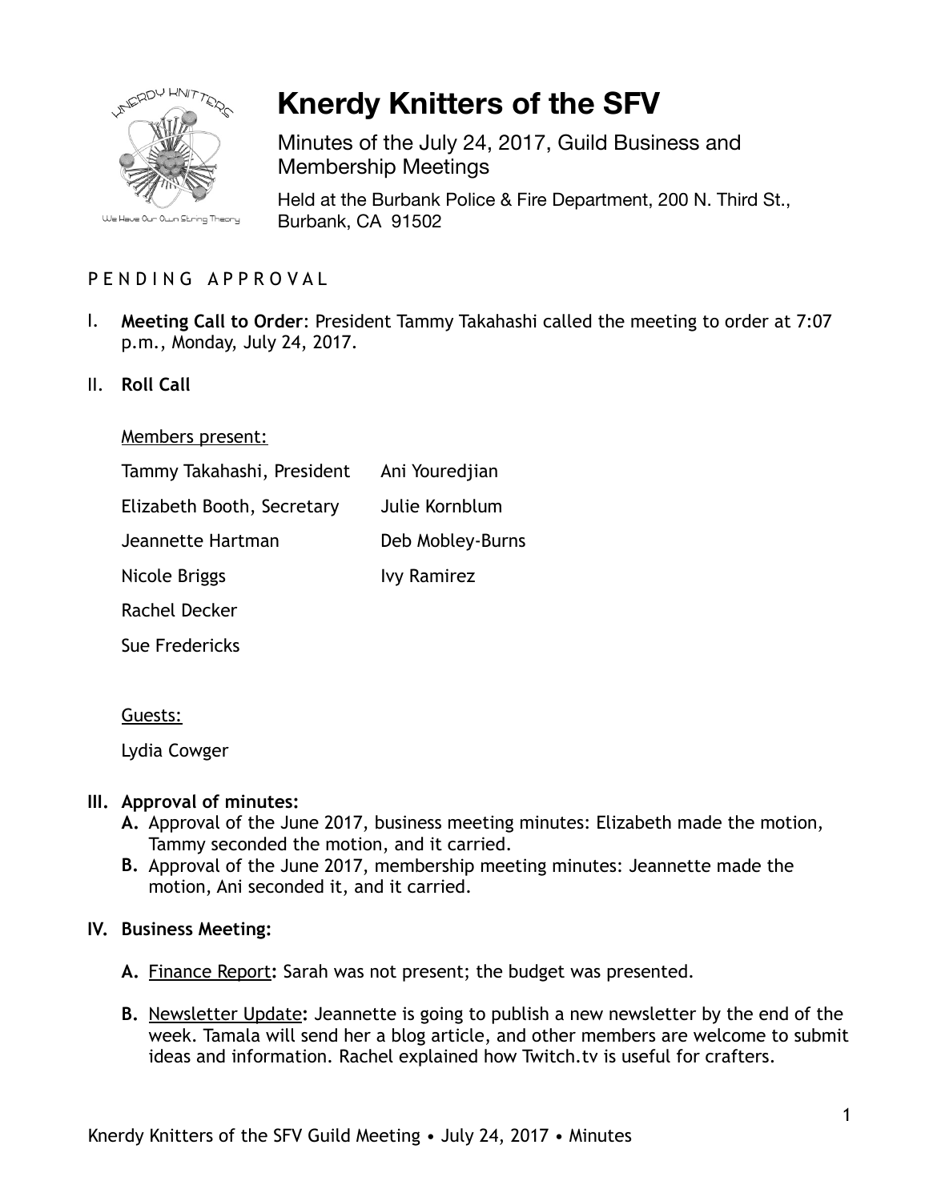# Knerdy Knitters of the SFV

Minutes of the July 24, 2017, Guild Business and Membership Meetings

Held at the Burbank Police & Fire Department, 200 N. Third St., Burbank, CA 91502

P E N D I N G   A P P R O V A L

I. **Meeting Call to Order**: President Tammy Takahashi called the meeting to order at 7:07 p.m., Monday, July 24, 2017.

II. **Roll Call**

Members present:

| | |
|---|---|
| Tammy Takahashi, President | Ani Youredjian |
| Elizabeth Booth, Secretary | Julie Kornblum |
| Jeannette Hartman | Deb Mobley-Burns |
| Nicole Briggs | Ivy Ramirez |
| Rachel Decker | |
| Sue Fredericks | |

Guests:

Lydia Cowger

**III. Approval of minutes:**

**A.** Approval of the June 2017, business meeting minutes: Elizabeth made the motion, Tammy seconded the motion, and it carried.

**B.** Approval of the June 2017, membership meeting minutes: Jeannette made the motion, Ani seconded it, and it carried.

**IV. Business Meeting:**

**A.** Finance Report**:** Sarah was not present; the budget was presented.

**B.** Newsletter Update**:** Jeannette is going to publish a new newsletter by the end of the week. Tamala will send her a blog article, and other members are welcome to submit ideas and information. Rachel explained how Twitch.tv is useful for crafters.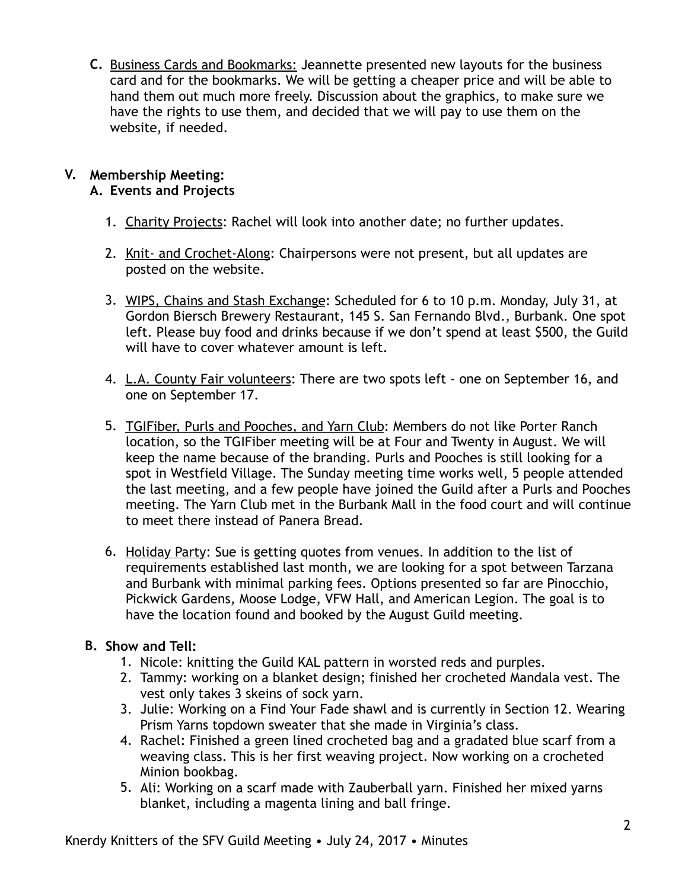C. Business Cards and Bookmarks: Jeannette presented new layouts for the business card and for the bookmarks. We will be getting a cheaper price and will be able to hand them out much more freely. Discussion about the graphics, to make sure we have the rights to use them, and decided that we will pay to use them on the website, if needed.

## V. Membership Meeting:

### A. Events and Projects

1. Charity Projects: Rachel will look into another date; no further updates.

2. Knit- and Crochet-Along: Chairpersons were not present, but all updates are posted on the website.

3. WIPS, Chains and Stash Exchange: Scheduled for 6 to 10 p.m. Monday, July 31, at Gordon Biersch Brewery Restaurant, 145 S. San Fernando Blvd., Burbank. One spot left. Please buy food and drinks because if we don't spend at least $500, the Guild will have to cover whatever amount is left.

4. L.A. County Fair volunteers: There are two spots left - one on September 16, and one on September 17.

5. TGIFiber, Purls and Pooches, and Yarn Club: Members do not like Porter Ranch location, so the TGIFiber meeting will be at Four and Twenty in August. We will keep the name because of the branding. Purls and Pooches is still looking for a spot in Westfield Village. The Sunday meeting time works well, 5 people attended the last meeting, and a few people have joined the Guild after a Purls and Pooches meeting. The Yarn Club met in the Burbank Mall in the food court and will continue to meet there instead of Panera Bread.

6. Holiday Party: Sue is getting quotes from venues. In addition to the list of requirements established last month, we are looking for a spot between Tarzana and Burbank with minimal parking fees. Options presented so far are Pinocchio, Pickwick Gardens, Moose Lodge, VFW Hall, and American Legion. The goal is to have the location found and booked by the August Guild meeting.

### B. Show and Tell:

1. Nicole: knitting the Guild KAL pattern in worsted reds and purples.
2. Tammy: working on a blanket design; finished her crocheted Mandala vest. The vest only takes 3 skeins of sock yarn.
3. Julie: Working on a Find Your Fade shawl and is currently in Section 12. Wearing Prism Yarns topdown sweater that she made in Virginia's class.
4. Rachel: Finished a green lined crocheted bag and a gradated blue scarf from a weaving class. This is her first weaving project. Now working on a crocheted Minion bookbag.
5. Ali: Working on a scarf made with Zauberball yarn. Finished her mixed yarns blanket, including a magenta lining and ball fringe.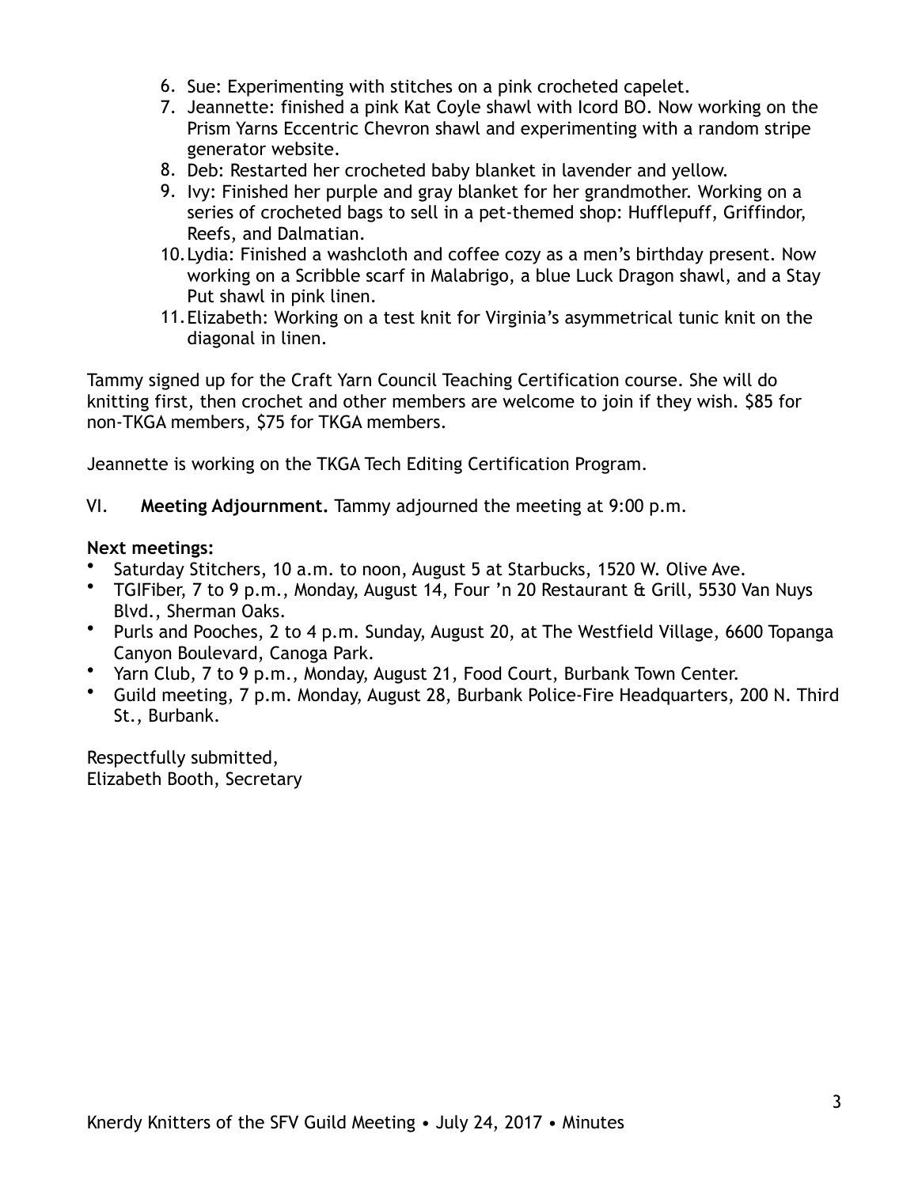6. Sue: Experimenting with stitches on a pink crocheted capelet.
7. Jeannette: finished a pink Kat Coyle shawl with Icord BO. Now working on the Prism Yarns Eccentric Chevron shawl and experimenting with a random stripe generator website.
8. Deb: Restarted her crocheted baby blanket in lavender and yellow.
9. Ivy: Finished her purple and gray blanket for her grandmother. Working on a series of crocheted bags to sell in a pet-themed shop: Hufflepuff, Griffindor, Reefs, and Dalmatian.
10. Lydia: Finished a washcloth and coffee cozy as a men's birthday present. Now working on a Scribble scarf in Malabrigo, a blue Luck Dragon shawl, and a Stay Put shawl in pink linen.
11. Elizabeth: Working on a test knit for Virginia's asymmetrical tunic knit on the diagonal in linen.

Tammy signed up for the Craft Yarn Council Teaching Certification course. She will do knitting first, then crochet and other members are welcome to join if they wish. $85 for non-TKGA members, $75 for TKGA members.

Jeannette is working on the TKGA Tech Editing Certification Program.

VI. **Meeting Adjournment.** Tammy adjourned the meeting at 9:00 p.m.

**Next meetings:**

- Saturday Stitchers, 10 a.m. to noon, August 5 at Starbucks, 1520 W. Olive Ave.
- TGIFiber, 7 to 9 p.m., Monday, August 14, Four 'n 20 Restaurant & Grill, 5530 Van Nuys Blvd., Sherman Oaks.
- Purls and Pooches, 2 to 4 p.m. Sunday, August 20, at The Westfield Village, 6600 Topanga Canyon Boulevard, Canoga Park.
- Yarn Club, 7 to 9 p.m., Monday, August 21, Food Court, Burbank Town Center.
- Guild meeting, 7 p.m. Monday, August 28, Burbank Police-Fire Headquarters, 200 N. Third St., Burbank.

Respectfully submitted,
Elizabeth Booth, Secretary